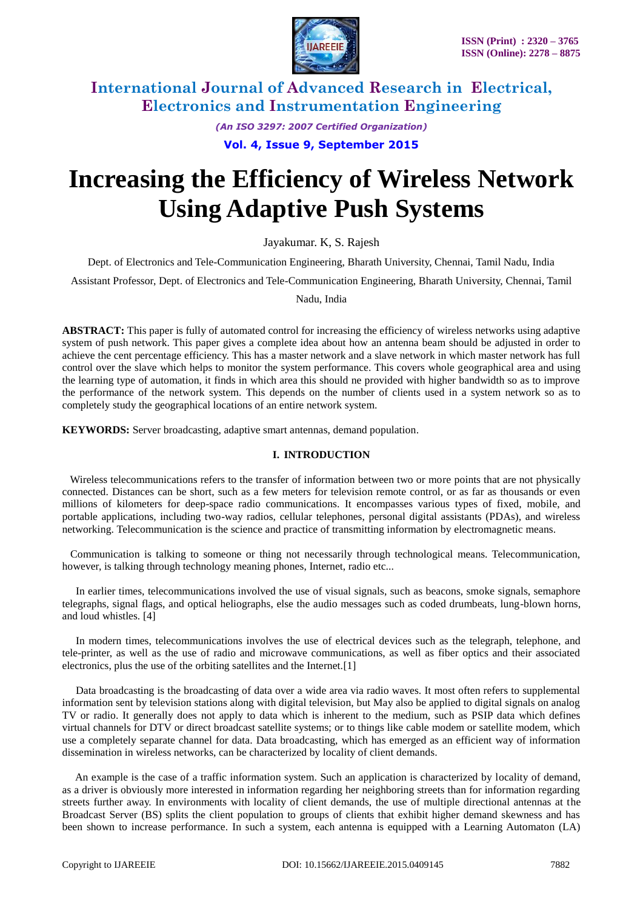# Increasing the Efficiency of Wireless Network Using Adaptive Push Systems

Jayakumar. K, S. Rajesh

Dept. of Electronics and Tele-Communication Engineering, Bharath University, Chennai, Tamil Nadu, India

Assistant Professor, Dept. of Electronics and Tele-Communication Engineering, Bharath University, Chennai, Tamil Nadu, India

**ABSTRACT:** This paper is fully of automated control for increasing the efficiency of wireless networks using adaptive system of push network. This paper gives a complete idea about how an antenna beam should be adjusted in order to achieve the cent percentage efficiency. This has a master network and a slave network in which master network has full control over the slave which helps to monitor the system performance. This covers whole geographical area and using the learning type of automation, it finds in which area this should ne provided with higher bandwidth so as to improve the performance of the network system. This depends on the number of clients used in a system network so as to completely study the geographical locations of an entire network system.

**KEYWORDS:** Server broadcasting, adaptive smart antennas, demand population.

## I. INTRODUCTION

Wireless telecommunications refers to the transfer of information between two or more points that are not physically connected. Distances can be short, such as a few meters for television remote control, or as far as thousands or even millions of kilometers for deep-space radio communications. It encompasses various types of fixed, mobile, and portable applications, including two-way radios, cellular telephones, personal digital assistants (PDAs), and wireless networking. Telecommunication is the science and practice of transmitting information by electromagnetic means.

Communication is talking to someone or thing not necessarily through technological means. Telecommunication, however, is talking through technology meaning phones, Internet, radio etc...

In earlier times, telecommunications involved the use of visual signals, such as beacons, smoke signals, semaphore telegraphs, signal flags, and optical heliographs, else the audio messages such as coded drumbeats, lung-blown horns, and loud whistles. [4]

In modern times, telecommunications involves the use of electrical devices such as the telegraph, telephone, and tele-printer, as well as the use of radio and microwave communications, as well as fiber optics and their associated electronics, plus the use of the orbiting satellites and the Internet.[1]

Data broadcasting is the broadcasting of data over a wide area via radio waves. It most often refers to supplemental information sent by television stations along with digital television, but May also be applied to digital signals on analog TV or radio. It generally does not apply to data which is inherent to the medium, such as PSIP data which defines virtual channels for DTV or direct broadcast satellite systems; or to things like cable modem or satellite modem, which use a completely separate channel for data. Data broadcasting, which has emerged as an efficient way of information dissemination in wireless networks, can be characterized by locality of client demands.

An example is the case of a traffic information system. Such an application is characterized by locality of demand, as a driver is obviously more interested in information regarding her neighboring streets than for information regarding streets further away. In environments with locality of client demands, the use of multiple directional antennas at the Broadcast Server (BS) splits the client population to groups of clients that exhibit higher demand skewness and has been shown to increase performance. In such a system, each antenna is equipped with a Learning Automaton (LA)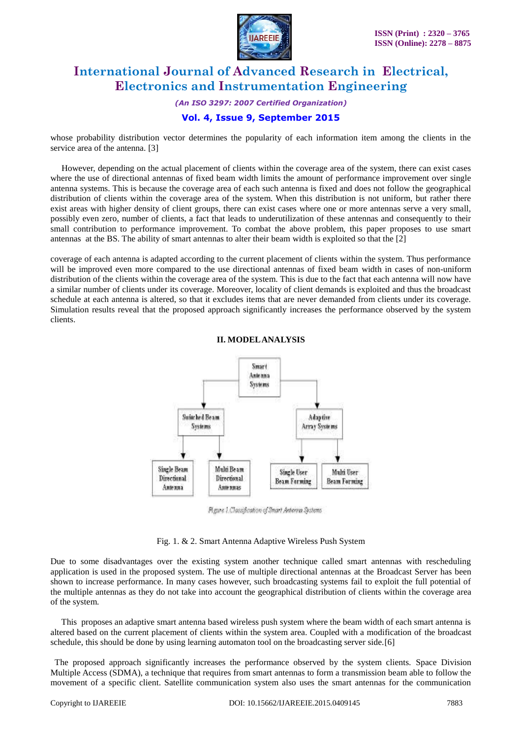whose probability distribution vector determines the popularity of each information item among the clients in the service area of the antenna. [3]

However, depending on the actual placement of clients within the coverage area of the system, there can exist cases where the use of directional antennas of fixed beam width limits the amount of performance improvement over single antenna systems. This is because the coverage area of each such antenna is fixed and does not follow the geographical distribution of clients within the coverage area of the system. When this distribution is not uniform, but rather there exist areas with higher density of client groups, there can exist cases where one or more antennas serve a very small, possibly even zero, number of clients, a fact that leads to underutilization of these antennas and consequently to their small contribution to performance improvement. To combat the above problem, this paper proposes to use smart antennas at the BS. The ability of smart antennas to alter their beam width is exploited so that the [2]

coverage of each antenna is adapted according to the current placement of clients within the system. Thus performance will be improved even more compared to the use directional antennas of fixed beam width in cases of non-uniform distribution of the clients within the coverage area of the system. This is due to the fact that each antenna will now have a similar number of clients under its coverage. Moreover, locality of client demands is exploited and thus the broadcast schedule at each antenna is altered, so that it excludes items that are never demanded from clients under its coverage. Simulation results reveal that the proposed approach significantly increases the performance observed by the system clients.

## II. MODEL ANALYSIS

Smart Antenna Systems

- Switched Beam Systems
  - Single Beam Directional Antenna
  - Multi Beam Directional Antennas
- Adaptive Array Systems
  - Single User Beam Forming
  - Multi User Beam Forming

*Figure 1 Classification of Smart Antenna Systems*

Fig. 1. & 2. Smart Antenna Adaptive Wireless Push System

Due to some disadvantages over the existing system another technique called smart antennas with rescheduling application is used in the proposed system. The use of multiple directional antennas at the Broadcast Server has been shown to increase performance. In many cases however, such broadcasting systems fail to exploit the full potential of the multiple antennas as they do not take into account the geographical distribution of clients within the coverage area of the system.

This proposes an adaptive smart antenna based wireless push system where the beam width of each smart antenna is altered based on the current placement of clients within the system area. Coupled with a modification of the broadcast schedule, this should be done by using learning automaton tool on the broadcasting server side.[6]

The proposed approach significantly increases the performance observed by the system clients. Space Division Multiple Access (SDMA), a technique that requires from smart antennas to form a transmission beam able to follow the movement of a specific client. Satellite communication system also uses the smart antennas for the communication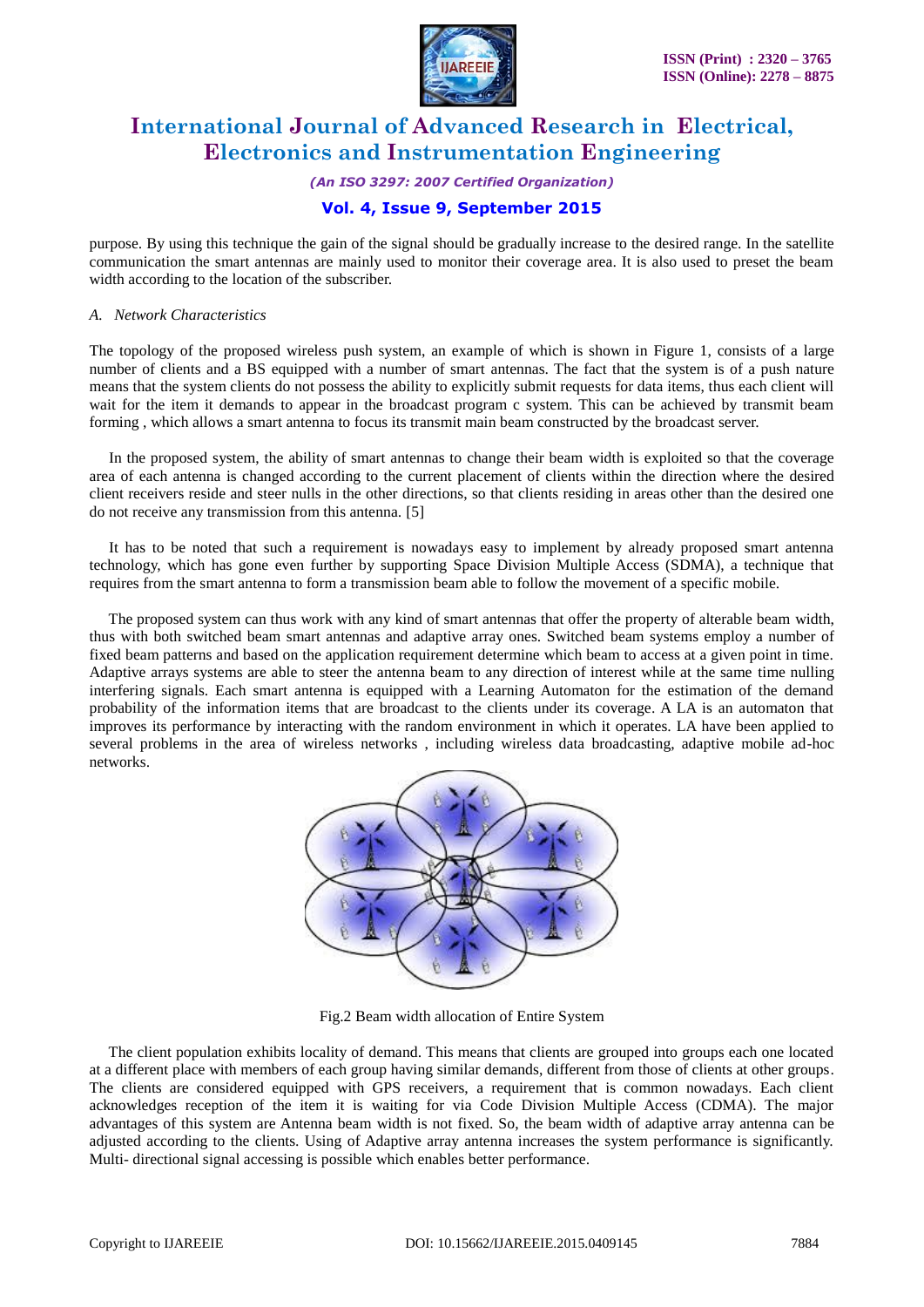purpose. By using this technique the gain of the signal should be gradually increase to the desired range. In the satellite communication the smart antennas are mainly used to monitor their coverage area. It is also used to preset the beam width according to the location of the subscriber.

*A. Network Characteristics*

The topology of the proposed wireless push system, an example of which is shown in Figure 1, consists of a large number of clients and a BS equipped with a number of smart antennas. The fact that the system is of a push nature means that the system clients do not possess the ability to explicitly submit requests for data items, thus each client will wait for the item it demands to appear in the broadcast program c system. This can be achieved by transmit beam forming , which allows a smart antenna to focus its transmit main beam constructed by the broadcast server.

In the proposed system, the ability of smart antennas to change their beam width is exploited so that the coverage area of each antenna is changed according to the current placement of clients within the direction where the desired client receivers reside and steer nulls in the other directions, so that clients residing in areas other than the desired one do not receive any transmission from this antenna. [5]

It has to be noted that such a requirement is nowadays easy to implement by already proposed smart antenna technology, which has gone even further by supporting Space Division Multiple Access (SDMA), a technique that requires from the smart antenna to form a transmission beam able to follow the movement of a specific mobile.

The proposed system can thus work with any kind of smart antennas that offer the property of alterable beam width, thus with both switched beam smart antennas and adaptive array ones. Switched beam systems employ a number of fixed beam patterns and based on the application requirement determine which beam to access at a given point in time. Adaptive arrays systems are able to steer the antenna beam to any direction of interest while at the same time nulling interfering signals. Each smart antenna is equipped with a Learning Automaton for the estimation of the demand probability of the information items that are broadcast to the clients under its coverage. A LA is an automaton that improves its performance by interacting with the random environment in which it operates. LA have been applied to several problems in the area of wireless networks , including wireless data broadcasting, adaptive mobile ad-hoc networks.

Fig.2 Beam width allocation of Entire System

The client population exhibits locality of demand. This means that clients are grouped into groups each one located at a different place with members of each group having similar demands, different from those of clients at other groups. The clients are considered equipped with GPS receivers, a requirement that is common nowadays. Each client acknowledges reception of the item it is waiting for via Code Division Multiple Access (CDMA). The major advantages of this system are Antenna beam width is not fixed. So, the beam width of adaptive array antenna can be adjusted according to the clients. Using of Adaptive array antenna increases the system performance is significantly. Multi- directional signal accessing is possible which enables better performance.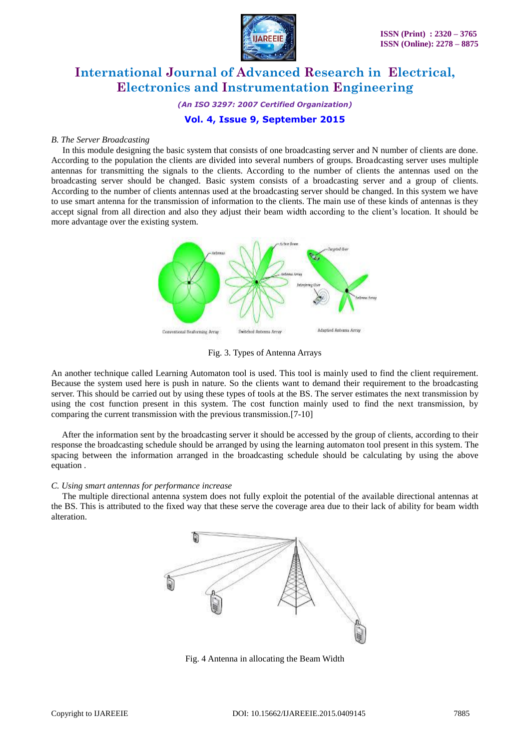### *B. The Server Broadcasting*

In this module designing the basic system that consists of one broadcasting server and N number of clients are done. According to the population the clients are divided into several numbers of groups. Broadcasting server uses multiple antennas for transmitting the signals to the clients. According to the number of clients the antennas used on the broadcasting server should be changed. Basic system consists of a broadcasting server and a group of clients. According to the number of clients antennas used at the broadcasting server should be changed. In this system we have to use smart antenna for the transmission of information to the clients. The main use of these kinds of antennas is they accept signal from all direction and also they adjust their beam width according to the client's location. It should be more advantage over the existing system.

Fig. 3. Types of Antenna Arrays

An another technique called Learning Automaton tool is used. This tool is mainly used to find the client requirement. Because the system used here is push in nature. So the clients want to demand their requirement to the broadcasting server. This should be carried out by using these types of tools at the BS. The server estimates the next transmission by using the cost function present in this system. The cost function mainly used to find the next transmission, by comparing the current transmission with the previous transmission.[7-10]

After the information sent by the broadcasting server it should be accessed by the group of clients, according to their response the broadcasting schedule should be arranged by using the learning automaton tool present in this system. The spacing between the information arranged in the broadcasting schedule should be calculating by using the above equation .

### *C. Using smart antennas for performance increase*

The multiple directional antenna system does not fully exploit the potential of the available directional antennas at the BS. This is attributed to the fixed way that these serve the coverage area due to their lack of ability for beam width alteration.

Fig. 4 Antenna in allocating the Beam Width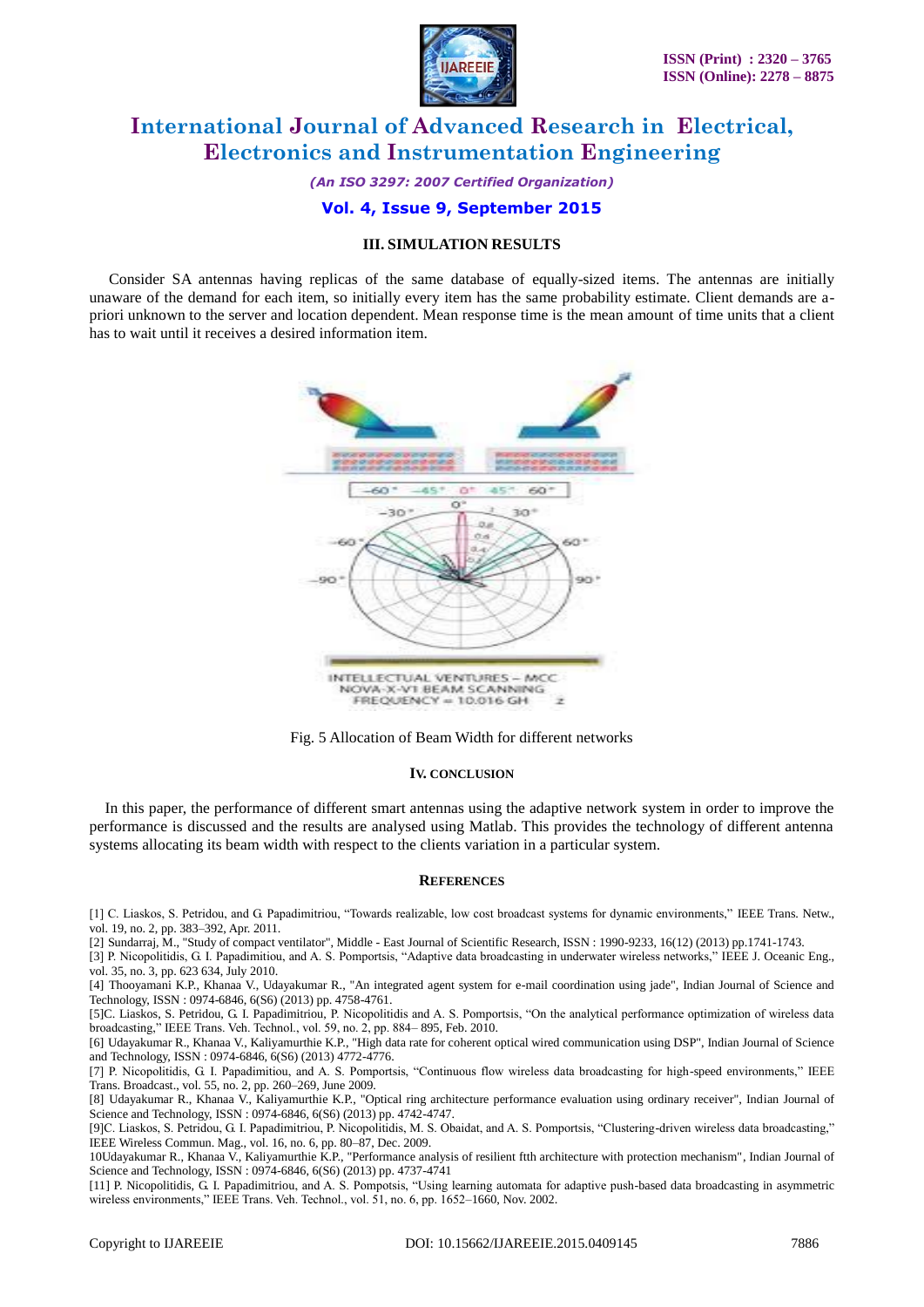### III. SIMULATION RESULTS

Consider SA antennas having replicas of the same database of equally-sized items. The antennas are initially unaware of the demand for each item, so initially every item has the same probability estimate. Client demands are a-priori unknown to the server and location dependent. Mean response time is the mean amount of time units that a client has to wait until it receives a desired information item.

Fig. 5 Allocation of Beam Width for different networks

### IV. CONCLUSION

In this paper, the performance of different smart antennas using the adaptive network system in order to improve the performance is discussed and the results are analysed using Matlab. This provides the technology of different antenna systems allocating its beam width with respect to the clients variation in a particular system.

### REFERENCES

[1] C. Liaskos, S. Petridou, and G. Papadimitriou, "Towards realizable, low cost broadcast systems for dynamic environments," IEEE Trans. Netw., vol. 19, no. 2, pp. 383–392, Apr. 2011.
[2] Sundarraj, M., "Study of compact ventilator", Middle - East Journal of Scientific Research, ISSN : 1990-9233, 16(12) (2013) pp.1741-1743.
[3] P. Nicopolitidis, G. I. Papadimitriou, and A. S. Pomportsis, "Adaptive data broadcasting in underwater wireless networks," IEEE J. Oceanic Eng., vol. 35, no. 3, pp. 623 634, July 2010.
[4] Thooyamani K.P., Khanaa V., Udayakumar R., "An integrated agent system for e-mail coordination using jade", Indian Journal of Science and Technology, ISSN : 0974-6846, 6(S6) (2013) pp. 4758-4761.
[5]C. Liaskos, S. Petridou, G. I. Papadimitriou, P. Nicopolitidis and A. S. Pomportsis, "On the analytical performance optimization of wireless data broadcasting," IEEE Trans. Veh. Technol., vol. 59, no. 2, pp. 884– 895, Feb. 2010.
[6] Udayakumar R., Khanaa V., Kaliyamurthie K.P., "High data rate for coherent optical wired communication using DSP", Indian Journal of Science and Technology, ISSN : 0974-6846, 6(S6) (2013) 4772-4776.
[7] P. Nicopolitidis, G. I. Papadimitriou, and A. S. Pomportsis, "Continuous flow wireless data broadcasting for high-speed environments," IEEE Trans. Broadcast., vol. 55, no. 2, pp. 260–269, June 2009.
[8] Udayakumar R., Khanaa V., Kaliyamurthie K.P., "Optical ring architecture performance evaluation using ordinary receiver", Indian Journal of Science and Technology, ISSN : 0974-6846, 6(S6) (2013) pp. 4742-4747.
[9]C. Liaskos, S. Petridou, G. I. Papadimitriou, P. Nicopolitidis, M. S. Obaidat, and A. S. Pomportsis, "Clustering-driven wireless data broadcasting," IEEE Wireless Commun. Mag., vol. 16, no. 6, pp. 80–87, Dec. 2009.
10Udayakumar R., Khanaa V., Kaliyamurthie K.P., "Performance analysis of resilient ftth architecture with protection mechanism", Indian Journal of Science and Technology, ISSN : 0974-6846, 6(S6) (2013) pp. 4737-4741
[11] P. Nicopolitidis, G. I. Papadimitriou, and A. S. Pompotsis, "Using learning automata for adaptive push-based data broadcasting in asymmetric wireless environments," IEEE Trans. Veh. Technol., vol. 51, no. 6, pp. 1652–1660, Nov. 2002.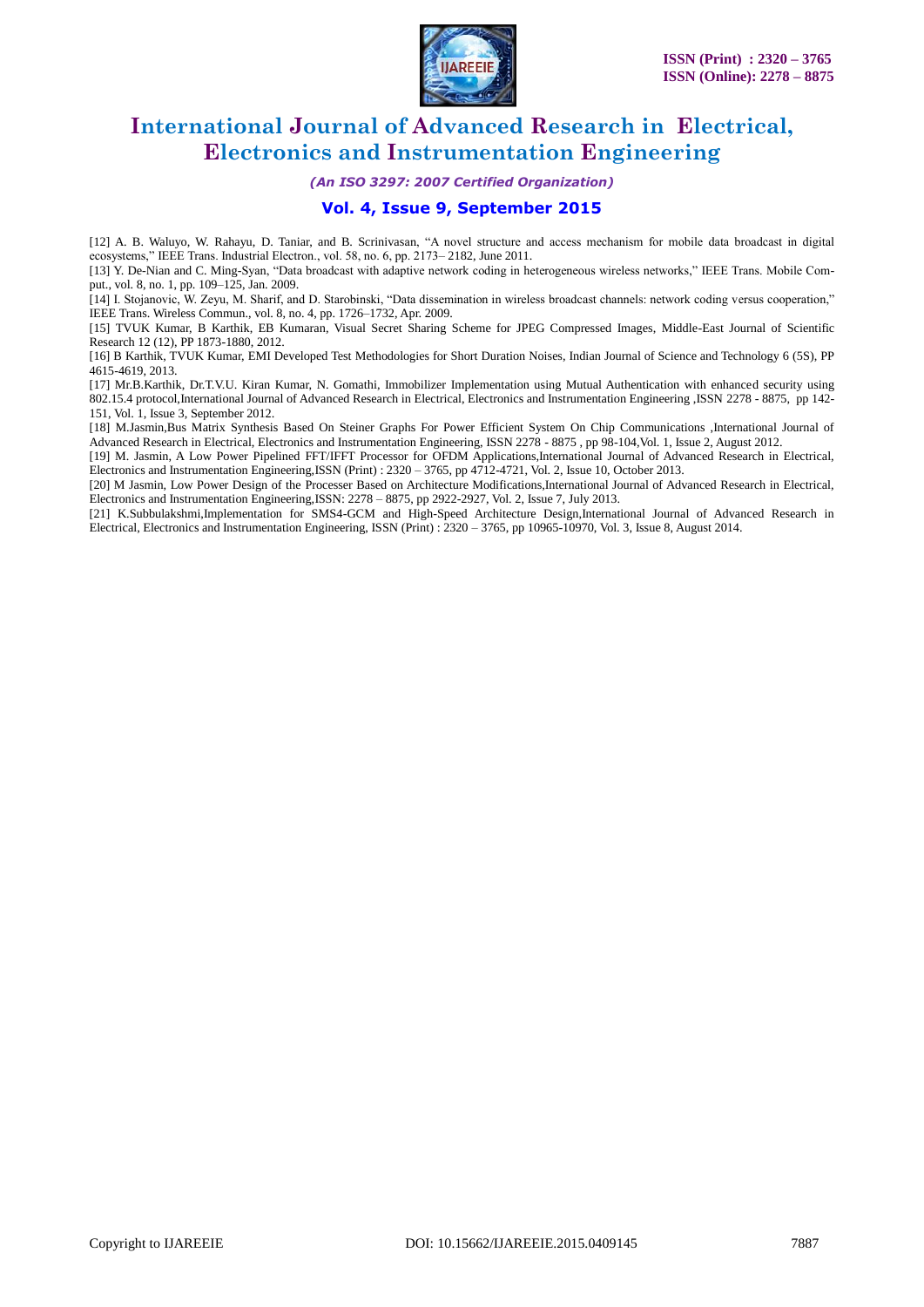[12] A. B. Waluyo, W. Rahayu, D. Taniar, and B. Scrinivasan, "A novel structure and access mechanism for mobile data broadcast in digital ecosystems," IEEE Trans. Industrial Electron., vol. 58, no. 6, pp. 2173– 2182, June 2011.

[13] Y. De-Nian and C. Ming-Syan, "Data broadcast with adaptive network coding in heterogeneous wireless networks," IEEE Trans. Mobile Comput., vol. 8, no. 1, pp. 109–125, Jan. 2009.

[14] I. Stojanovic, W. Zeyu, M. Sharif, and D. Starobinski, "Data dissemination in wireless broadcast channels: network coding versus cooperation," IEEE Trans. Wireless Commun., vol. 8, no. 4, pp. 1726–1732, Apr. 2009.

[15] TVUK Kumar, B Karthik, EB Kumaran, Visual Secret Sharing Scheme for JPEG Compressed Images, Middle-East Journal of Scientific Research 12 (12), PP 1873-1880, 2012.

[16] B Karthik, TVUK Kumar, EMI Developed Test Methodologies for Short Duration Noises, Indian Journal of Science and Technology 6 (5S), PP 4615-4619, 2013.

[17] Mr.B.Karthik, Dr.T.V.U. Kiran Kumar, N. Gomathi, Immobilizer Implementation using Mutual Authentication with enhanced security using 802.15.4 protocol,International Journal of Advanced Research in Electrical, Electronics and Instrumentation Engineering ,ISSN 2278 - 8875, pp 142-151, Vol. 1, Issue 3, September 2012.

[18] M.Jasmin,Bus Matrix Synthesis Based On Steiner Graphs For Power Efficient System On Chip Communications ,International Journal of Advanced Research in Electrical, Electronics and Instrumentation Engineering, ISSN 2278 - 8875 , pp 98-104,Vol. 1, Issue 2, August 2012.

[19] M. Jasmin, A Low Power Pipelined FFT/IFFT Processor for OFDM Applications,International Journal of Advanced Research in Electrical, Electronics and Instrumentation Engineering,ISSN (Print) : 2320 – 3765, pp 4712-4721, Vol. 2, Issue 10, October 2013.

[20] M Jasmin, Low Power Design of the Processer Based on Architecture Modifications,International Journal of Advanced Research in Electrical, Electronics and Instrumentation Engineering,ISSN: 2278 – 8875, pp 2922-2927, Vol. 2, Issue 7, July 2013.

[21] K.Subbulakshmi,Implementation for SMS4-GCM and High-Speed Architecture Design,International Journal of Advanced Research in Electrical, Electronics and Instrumentation Engineering, ISSN (Print) : 2320 – 3765, pp 10965-10970, Vol. 3, Issue 8, August 2014.